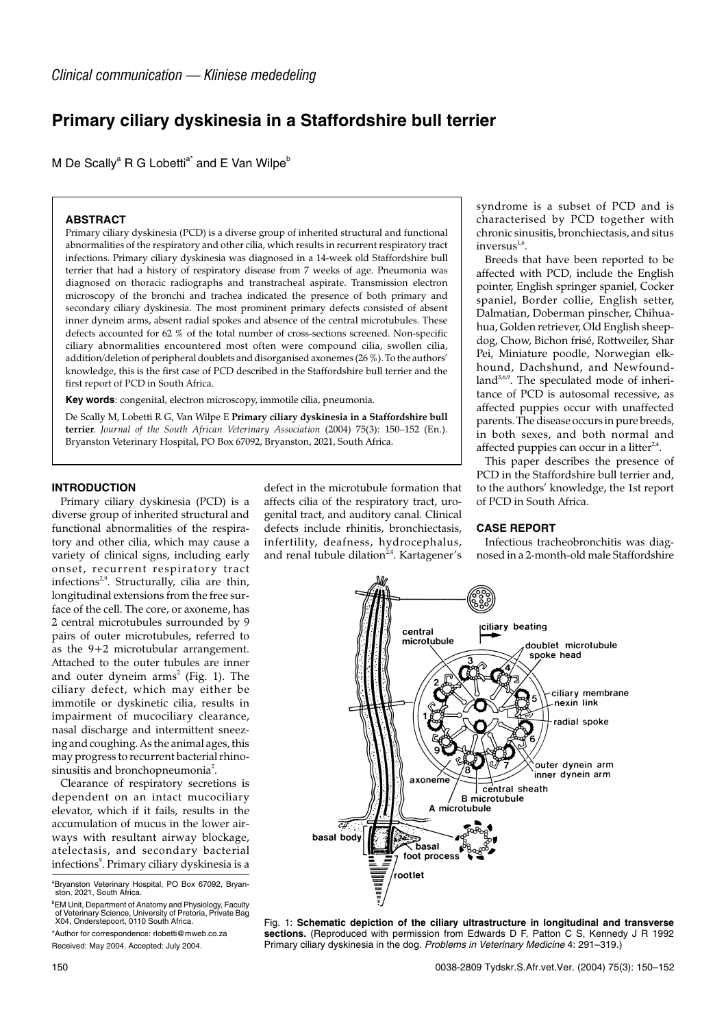*Clinical communication — Kliniese mededeling*

# Primary ciliary dyskinesia in a Staffordshire bull terrier

M De Scally[a] R G Lobetti[a*] and E Van Wilpe[b]

### ABSTRACT

Primary ciliary dyskinesia (PCD) is a diverse group of inherited structural and functional abnormalities of the respiratory and other cilia, which results in recurrent respiratory tract infections. Primary ciliary dyskinesia was diagnosed in a 14-week old Staffordshire bull terrier that had a history of respiratory disease from 7 weeks of age. Pneumonia was diagnosed on thoracic radiographs and transtracheal aspirate. Transmission electron microscopy of the bronchi and trachea indicated the presence of both primary and secondary ciliary dyskinesia. The most prominent primary defects consisted of absent inner dyneim arms, absent radial spokes and absence of the central microtubules. These defects accounted for 62 % of the total number of cross-sections screened. Non-specific ciliary abnormalities encountered most often were compound cilia, swollen cilia, addition/deletion of peripheral doublets and disorganised axonemes (26 %). To the authors' knowledge, this is the first case of PCD described in the Staffordshire bull terrier and the first report of PCD in South Africa.

**Key words**: congenital, electron microscopy, immotile cilia, pneumonia.

De Scally M, Lobetti R G, Van Wilpe E **Primary ciliary dyskinesia in a Staffordshire bull terrier**. *Journal of the South African Veterinary Association* (2004) 75(3): 150–152 (En.). Bryanston Veterinary Hospital, PO Box 67092, Bryanston, 2021, South Africa.

### INTRODUCTION

Primary ciliary dyskinesia (PCD) is a diverse group of inherited structural and functional abnormalities of the respiratory and other cilia, which may cause a variety of clinical signs, including early onset, recurrent respiratory tract infections[2,9]. Structurally, cilia are thin, longitudinal extensions from the free surface of the cell. The core, or axoneme, has 2 central microtubules surrounded by 9 pairs of outer microtubules, referred to as the 9+2 microtubular arrangement. Attached to the outer tubules are inner and outer dyneim arms[2] (Fig. 1). The ciliary defect, which may either be immotile or dyskinetic cilia, results in impairment of mucociliary clearance, nasal discharge and intermittent sneezing and coughing. As the animal ages, this may progress to recurrent bacterial rhinosinusitis and bronchopneumonia[2].

Clearance of respiratory secretions is dependent on an intact mucociliary elevator, which if it fails, results in the accumulation of mucus in the lower airways with resultant airway blockage, atelectasis, and secondary bacterial infections[9]. Primary ciliary dyskinesia is a defect in the microtubule formation that affects cilia of the respiratory tract, urogenital tract, and auditory canal. Clinical defects include rhinitis, bronchiectasis, infertility, deafness, hydrocephalus, and renal tubule dilation[2,4]. Kartagener's syndrome is a subset of PCD and is characterised by PCD together with chronic sinusitis, bronchiectasis, and situs inversus[1,6].

Breeds that have been reported to be affected with PCD, include the English pointer, English springer spaniel, Cocker spaniel, Border collie, English setter, Dalmatian, Doberman pinscher, Chihuahua, Golden retriever, Old English sheepdog, Chow, Bichon frisé, Rottweiler, Shar Pei, Miniature poodle, Norwegian elkhound, Dachshund, and Newfoundland[3,6,9]. The speculated mode of inheritance of PCD is autosomal recessive, as affected puppies occur with unaffected parents. The disease occurs in pure breeds, in both sexes, and both normal and affected puppies can occur in a litter[2,4].

This paper describes the presence of PCD in the Staffordshire bull terrier and, to the authors' knowledge, the 1st report of PCD in South Africa.

### CASE REPORT

Infectious tracheobronchitis was diagnosed in a 2-month-old male Staffordshire

Fig. 1: **Schematic depiction of the ciliary ultrastructure in longitudinal and transverse sections.** (Reproduced with permission from Edwards D F, Patton C S, Kennedy J R 1992 Primary ciliary dyskinesia in the dog. *Problems in Veterinary Medicine* 4: 291–319.)

[a]Bryanston Veterinary Hospital, PO Box 67092, Bryanston, 2021, South Africa.

[b]EM Unit, Department of Anatomy and Physiology, Faculty of Veterinary Science, University of Pretoria, Private Bag X04, Onderstepoort, 0110 South Africa.

*Author for correspondence: rlobetti@mweb.co.za

Received: May 2004. Accepted: July 2004.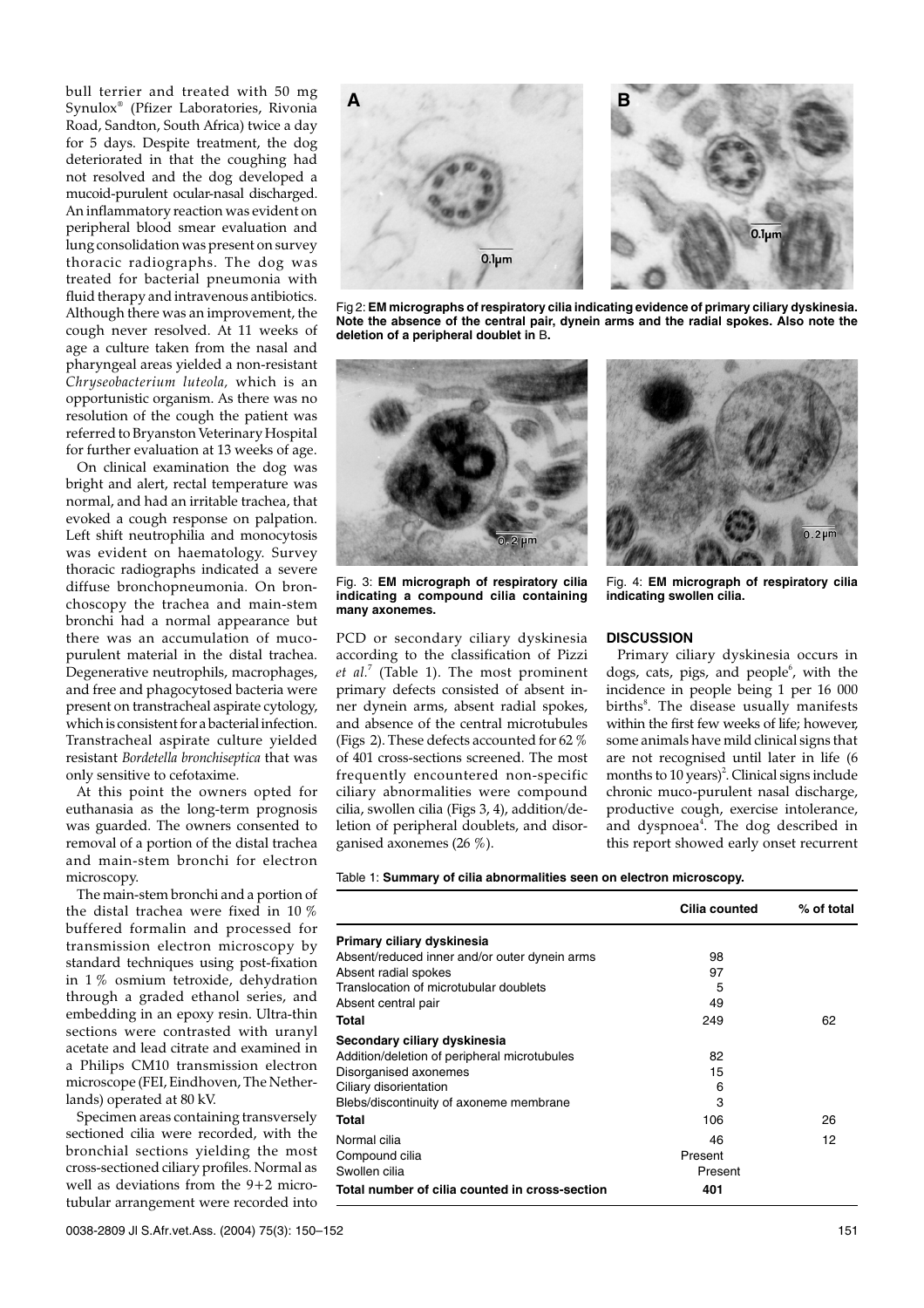bull terrier and treated with 50 mg Synulox® (Pfizer Laboratories, Rivonia Road, Sandton, South Africa) twice a day for 5 days. Despite treatment, the dog deteriorated in that the coughing had not resolved and the dog developed a mucoid-purulent ocular-nasal discharged. An inflammatory reaction was evident on peripheral blood smear evaluation and lung consolidation was present on survey thoracic radiographs. The dog was treated for bacterial pneumonia with fluid therapy and intravenous antibiotics. Although there was an improvement, the cough never resolved. At 11 weeks of age a culture taken from the nasal and pharyngeal areas yielded a non-resistant *Chryseobacterium luteola,* which is an opportunistic organism. As there was no resolution of the cough the patient was referred to Bryanston Veterinary Hospital for further evaluation at 13 weeks of age.

On clinical examination the dog was bright and alert, rectal temperature was normal, and had an irritable trachea, that evoked a cough response on palpation. Left shift neutrophilia and monocytosis was evident on haematology. Survey thoracic radiographs indicated a severe diffuse bronchopneumonia. On bronchoscopy the trachea and main-stem bronchi had a normal appearance but there was an accumulation of mucopurulent material in the distal trachea. Degenerative neutrophils, macrophages, and free and phagocytosed bacteria were present on transtracheal aspirate cytology, which is consistent for a bacterial infection. Transtracheal aspirate culture yielded resistant *Bordetella bronchiseptica* that was only sensitive to cefotaxime.

At this point the owners opted for euthanasia as the long-term prognosis was guarded. The owners consented to removal of a portion of the distal trachea and main-stem bronchi for electron microscopy.

The main-stem bronchi and a portion of the distal trachea were fixed in 10 % buffered formalin and processed for transmission electron microscopy by standard techniques using post-fixation in 1 % osmium tetroxide, dehydration through a graded ethanol series, and embedding in an epoxy resin. Ultra-thin sections were contrasted with uranyl acetate and lead citrate and examined in a Philips CM10 transmission electron microscope (FEI, Eindhoven, The Netherlands) operated at 80 kV.

Specimen areas containing transversely sectioned cilia were recorded, with the bronchial sections yielding the most cross-sectioned ciliary profiles. Normal as well as deviations from the 9+2 microtubular arrangement were recorded into PCD or secondary ciliary dyskinesia according to the classification of Pizzi *et al.*[7] (Table 1). The most prominent primary defects consisted of absent inner dynein arms, absent radial spokes, and absence of the central microtubules (Figs 2). These defects accounted for 62 % of 401 cross-sections screened. The most frequently encountered non-specific ciliary abnormalities were compound cilia, swollen cilia (Figs 3, 4), addition/deletion of peripheral doublets, and disorganised axonemes (26 %).

Fig 2: **EM micrographs of respiratory cilia indicating evidence of primary ciliary dyskinesia. Note the absence of the central pair, dynein arms and the radial spokes. Also note the deletion of a peripheral doublet in B.**

Fig. 3: **EM micrograph of respiratory cilia indicating a compound cilia containing many axonemes.**

Fig. 4: **EM micrograph of respiratory cilia indicating swollen cilia.**

## DISCUSSION

Primary ciliary dyskinesia occurs in dogs, cats, pigs, and people[6], with the incidence in people being 1 per 16 000 births[8]. The disease usually manifests within the first few weeks of life; however, some animals have mild clinical signs that are not recognised until later in life (6 months to 10 years)[2]. Clinical signs include chronic muco-purulent nasal discharge, productive cough, exercise intolerance, and dyspnoea[4]. The dog described in this report showed early onset recurrent

Table 1: **Summary of cilia abnormalities seen on electron microscopy.**

| | Cilia counted | % of total |
|---|---|---|
| **Primary ciliary dyskinesia** | | |
| Absent/reduced inner and/or outer dynein arms | 98 | |
| Absent radial spokes | 97 | |
| Translocation of microtubular doublets | 5 | |
| Absent central pair | 49 | |
| **Total** | 249 | 62 |
| **Secondary ciliary dyskinesia** | | |
| Addition/deletion of peripheral microtubules | 82 | |
| Disorganised axonemes | 15 | |
| Ciliary disorientation | 6 | |
| Blebs/discontinuity of axoneme membrane | 3 | |
| **Total** | 106 | 26 |
| Normal cilia | 46 | 12 |
| Compound cilia | Present | |
| Swollen cilia | Present | |
| **Total number of cilia counted in cross-section** | **401** | |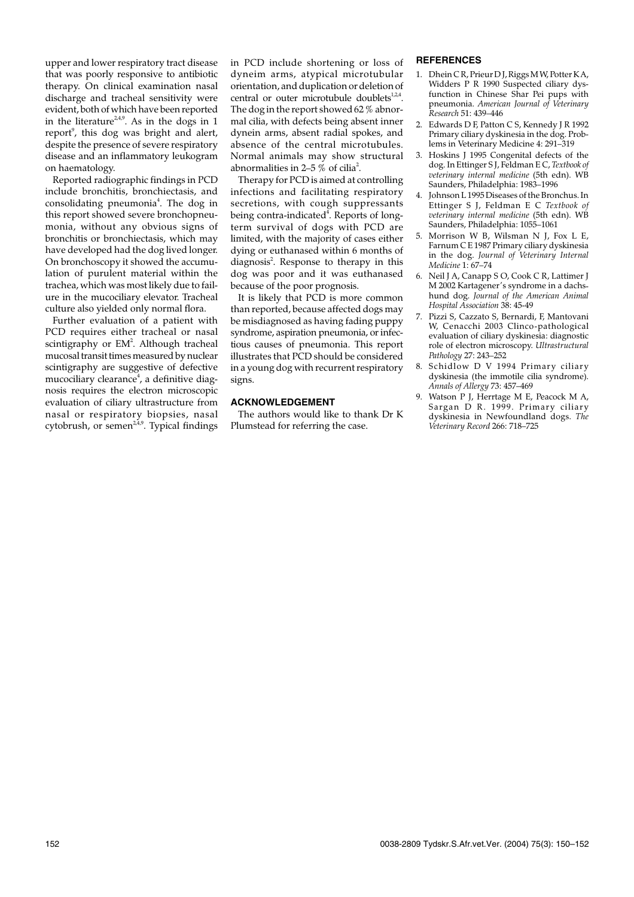upper and lower respiratory tract disease that was poorly responsive to antibiotic therapy. On clinical examination nasal discharge and tracheal sensitivity were evident, both of which have been reported in the literature[2,4,9]. As in the dogs in 1 report[9], this dog was bright and alert, despite the presence of severe respiratory disease and an inflammatory leukogram on haematology.

Reported radiographic findings in PCD include bronchitis, bronchiectasis, and consolidating pneumonia[4]. The dog in this report showed severe bronchopneumonia, without any obvious signs of bronchitis or bronchiectasis, which may have developed had the dog lived longer. On bronchoscopy it showed the accumulation of purulent material within the trachea, which was most likely due to failure in the mucociliary elevator. Tracheal culture also yielded only normal flora.

Further evaluation of a patient with PCD requires either tracheal or nasal scintigraphy or EM[2]. Although tracheal mucosal transit times measured by nuclear scintigraphy are suggestive of defective mucociliary clearance[4], a definitive diagnosis requires the electron microscopic evaluation of ciliary ultrastructure from nasal or respiratory biopsies, nasal cytobrush, or semen[2,4,9]. Typical findings in PCD include shortening or loss of dyneim arms, atypical microtubular orientation, and duplication or deletion of central or outer microtubule doublets[1,2,4]. The dog in the report showed 62 % abnormal cilia, with defects being absent inner dynein arms, absent radial spokes, and absence of the central microtubules. Normal animals may show structural abnormalities in 2–5 % of cilia[2].

Therapy for PCD is aimed at controlling infections and facilitating respiratory secretions, with cough suppressants being contra-indicated[4]. Reports of long-term survival of dogs with PCD are limited, with the majority of cases either dying or euthanased within 6 months of diagnosis[2]. Response to therapy in this dog was poor and it was euthanased because of the poor prognosis.

It is likely that PCD is more common than reported, because affected dogs may be misdiagnosed as having fading puppy syndrome, aspiration pneumonia, or infectious causes of pneumonia. This report illustrates that PCD should be considered in a young dog with recurrent respiratory signs.

## ACKNOWLEDGEMENT

The authors would like to thank Dr K Plumstead for referring the case.

## REFERENCES

1. Dhein C R, Prieur D J, Riggs M W, Potter K A, Widders P R 1990 Suspected ciliary dysfunction in Chinese Shar Pei pups with pneumonia. *American Journal of Veterinary Research* 51: 439–446
2. Edwards D F, Patton C S, Kennedy J R 1992 Primary ciliary dyskinesia in the dog. Problems in Veterinary Medicine 4: 291–319
3. Hoskins J 1995 Congenital defects of the dog. In Ettinger S J, Feldman E C, *Textbook of veterinary internal medicine* (5th edn). WB Saunders, Philadelphia: 1983–1996
4. Johnson L 1995 Diseases of the Bronchus. In Ettinger S J, Feldman E C *Textbook of veterinary internal medicine* (5th edn). WB Saunders, Philadelphia: 1055–1061
5. Morrison W B, Wilsman N J, Fox L E, Farnum C E 1987 Primary ciliary dyskinesia in the dog. *Journal of Veterinary Internal Medicine* 1: 67–74
6. Neil J A, Canapp S O, Cook C R, Lattimer J M 2002 Kartagener's syndrome in a dachshund dog. *Journal of the American Animal Hospital Association* 38: 45-49
7. Pizzi S, Cazzato S, Bernardi, F, Mantovani W, Cenacchi 2003 Clinco-pathological evaluation of ciliary dyskinesia: diagnostic role of electron microscopy. *Ultrastructural Pathology* 27: 243–252
8. Schidlow D V 1994 Primary ciliary dyskinesia (the immotile cilia syndrome). *Annals of Allergy* 73: 457–469
9. Watson P J, Herrtage M E, Peacock M A, Sargan D R. 1999. Primary ciliary dyskinesia in Newfoundland dogs. *The Veterinary Record* 266: 718–725